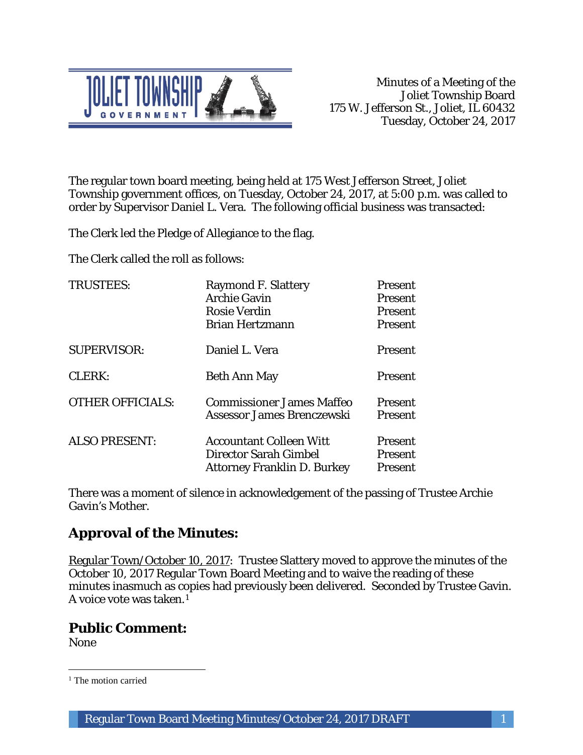JOLIET TOWNSHIP GOVERNMENT

Minutes of a Meeting of the
Joliet Township Board
175 W. Jefferson St., Joliet, IL 60432
Tuesday, October 24, 2017

The regular town board meeting, being held at 175 West Jefferson Street, Joliet Township government offices, on Tuesday, October 24, 2017, at 5:00 p.m. was called to order by Supervisor Daniel L. Vera. The following official business was transacted:

The Clerk led the Pledge of Allegiance to the flag.

The Clerk called the roll as follows:

| | | |
|---|---|---|
| TRUSTEES: | Raymond F. Slattery | Present |
| | Archie Gavin | Present |
| | Rosie Verdin | Present |
| | Brian Hertzmann | Present |
| SUPERVISOR: | Daniel L. Vera | Present |
| CLERK: | Beth Ann May | Present |
| OTHER OFFICIALS: | Commissioner James Maffeo | Present |
| | Assessor James Brenczewski | Present |
| ALSO PRESENT: | Accountant Colleen Witt | Present |
| | Director Sarah Gimbel | Present |
| | Attorney Franklin D. Burkey | Present |

There was a moment of silence in acknowledgement of the passing of Trustee Archie Gavin's Mother.

## Approval of the Minutes:

Regular Town/October 10, 2017: Trustee Slattery moved to approve the minutes of the October 10, 2017 Regular Town Board Meeting and to waive the reading of these minutes inasmuch as copies had previously been delivered. Seconded by Trustee Gavin. A voice vote was taken.[1]

## Public Comment:

None

[1] The motion carried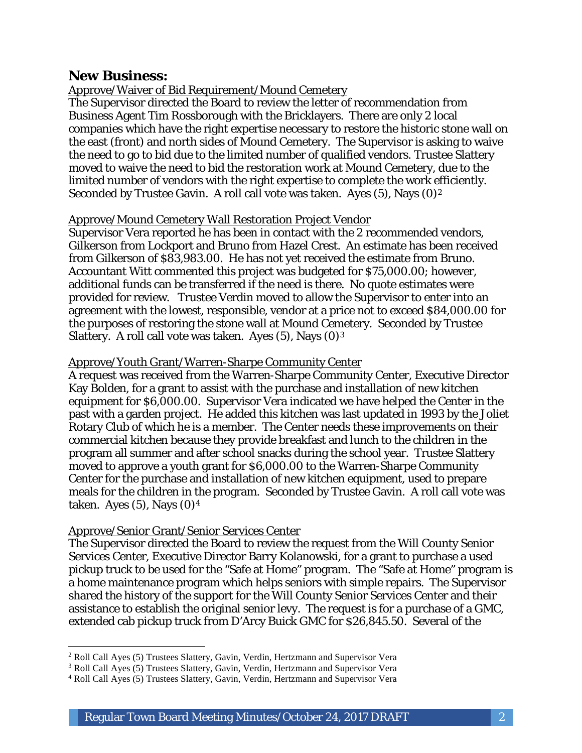## New Business:

Approve/Waiver of Bid Requirement/Mound Cemetery

The Supervisor directed the Board to review the letter of recommendation from Business Agent Tim Rossborough with the Bricklayers. There are only 2 local companies which have the right expertise necessary to restore the historic stone wall on the east (front) and north sides of Mound Cemetery. The Supervisor is asking to waive the need to go to bid due to the limited number of qualified vendors. Trustee Slattery moved to waive the need to bid the restoration work at Mound Cemetery, due to the limited number of vendors with the right expertise to complete the work efficiently. Seconded by Trustee Gavin. A roll call vote was taken. Ayes (5), Nays (0)[2]

Approve/Mound Cemetery Wall Restoration Project Vendor

Supervisor Vera reported he has been in contact with the 2 recommended vendors, Gilkerson from Lockport and Bruno from Hazel Crest. An estimate has been received from Gilkerson of $83,983.00. He has not yet received the estimate from Bruno. Accountant Witt commented this project was budgeted for $75,000.00; however, additional funds can be transferred if the need is there. No quote estimates were provided for review. Trustee Verdin moved to allow the Supervisor to enter into an agreement with the lowest, responsible, vendor at a price not to exceed $84,000.00 for the purposes of restoring the stone wall at Mound Cemetery. Seconded by Trustee Slattery. A roll call vote was taken. Ayes (5), Nays (0)[3]

Approve/Youth Grant/Warren-Sharpe Community Center

A request was received from the Warren-Sharpe Community Center, Executive Director Kay Bolden, for a grant to assist with the purchase and installation of new kitchen equipment for $6,000.00. Supervisor Vera indicated we have helped the Center in the past with a garden project. He added this kitchen was last updated in 1993 by the Joliet Rotary Club of which he is a member. The Center needs these improvements on their commercial kitchen because they provide breakfast and lunch to the children in the program all summer and after school snacks during the school year. Trustee Slattery moved to approve a youth grant for $6,000.00 to the Warren-Sharpe Community Center for the purchase and installation of new kitchen equipment, used to prepare meals for the children in the program. Seconded by Trustee Gavin. A roll call vote was taken. Ayes (5), Nays (0)[4]

Approve/Senior Grant/Senior Services Center

The Supervisor directed the Board to review the request from the Will County Senior Services Center, Executive Director Barry Kolanowski, for a grant to purchase a used pickup truck to be used for the "Safe at Home" program. The "Safe at Home" program is a home maintenance program which helps seniors with simple repairs. The Supervisor shared the history of the support for the Will County Senior Services Center and their assistance to establish the original senior levy. The request is for a purchase of a GMC, extended cab pickup truck from D'Arcy Buick GMC for $26,845.50. Several of the

---

[2] Roll Call Ayes (5) Trustees Slattery, Gavin, Verdin, Hertzmann and Supervisor Vera

[3] Roll Call Ayes (5) Trustees Slattery, Gavin, Verdin, Hertzmann and Supervisor Vera

[4] Roll Call Ayes (5) Trustees Slattery, Gavin, Verdin, Hertzmann and Supervisor Vera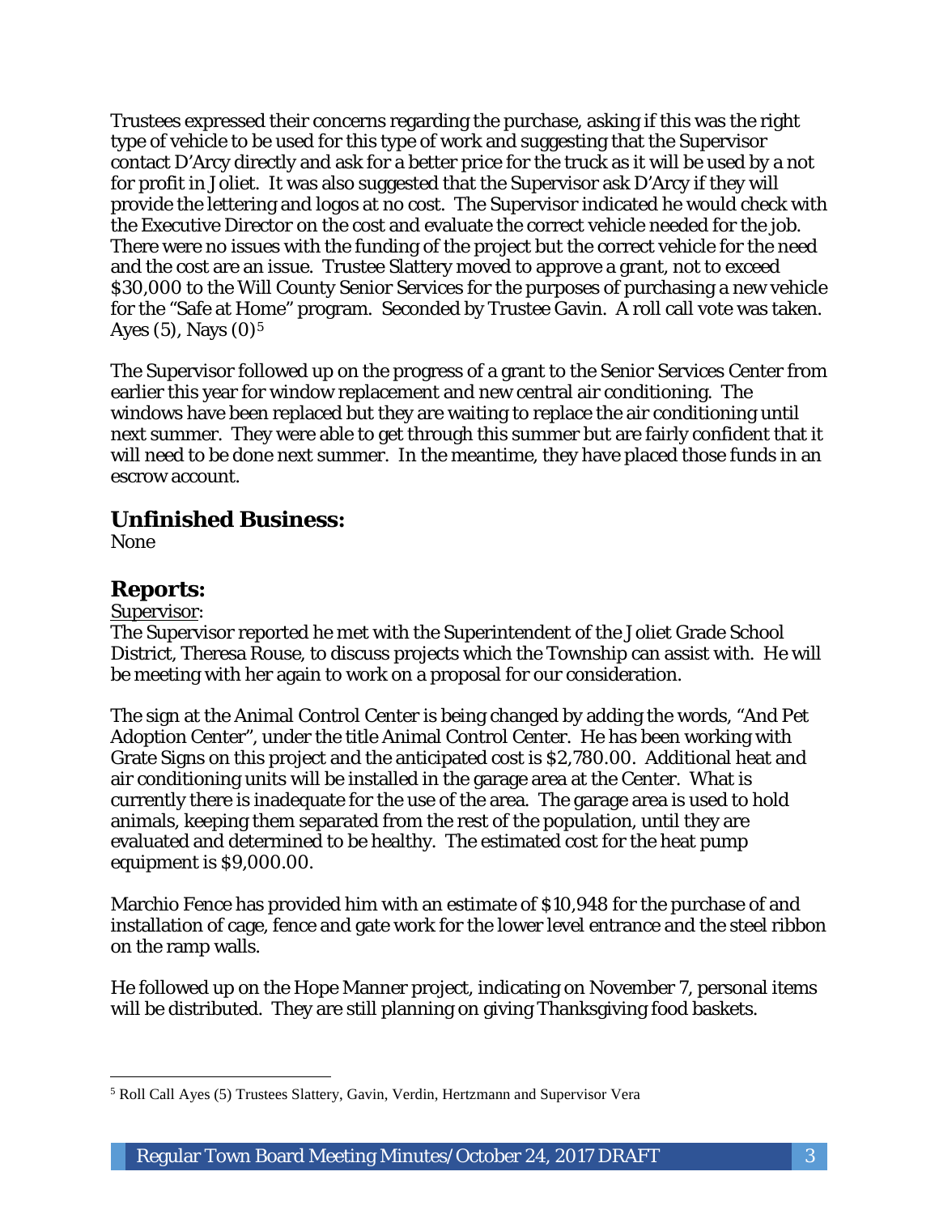Trustees expressed their concerns regarding the purchase, asking if this was the right type of vehicle to be used for this type of work and suggesting that the Supervisor contact D'Arcy directly and ask for a better price for the truck as it will be used by a not for profit in Joliet. It was also suggested that the Supervisor ask D'Arcy if they will provide the lettering and logos at no cost. The Supervisor indicated he would check with the Executive Director on the cost and evaluate the correct vehicle needed for the job. There were no issues with the funding of the project but the correct vehicle for the need and the cost are an issue. Trustee Slattery moved to approve a grant, not to exceed $30,000 to the Will County Senior Services for the purposes of purchasing a new vehicle for the "Safe at Home" program. Seconded by Trustee Gavin. A roll call vote was taken. Ayes (5), Nays (0)[5]

The Supervisor followed up on the progress of a grant to the Senior Services Center from earlier this year for window replacement and new central air conditioning. The windows have been replaced but they are waiting to replace the air conditioning until next summer. They were able to get through this summer but are fairly confident that it will need to be done next summer. In the meantime, they have placed those funds in an escrow account.

## Unfinished Business:

None

## Reports:

Supervisor:

The Supervisor reported he met with the Superintendent of the Joliet Grade School District, Theresa Rouse, to discuss projects which the Township can assist with. He will be meeting with her again to work on a proposal for our consideration.

The sign at the Animal Control Center is being changed by adding the words, "And Pet Adoption Center", under the title Animal Control Center. He has been working with Grate Signs on this project and the anticipated cost is $2,780.00. Additional heat and air conditioning units will be installed in the garage area at the Center. What is currently there is inadequate for the use of the area. The garage area is used to hold animals, keeping them separated from the rest of the population, until they are evaluated and determined to be healthy. The estimated cost for the heat pump equipment is $9,000.00.

Marchio Fence has provided him with an estimate of $10,948 for the purchase of and installation of cage, fence and gate work for the lower level entrance and the steel ribbon on the ramp walls.

He followed up on the Hope Manner project, indicating on November 7, personal items will be distributed. They are still planning on giving Thanksgiving food baskets.

---

[5] Roll Call Ayes (5) Trustees Slattery, Gavin, Verdin, Hertzmann and Supervisor Vera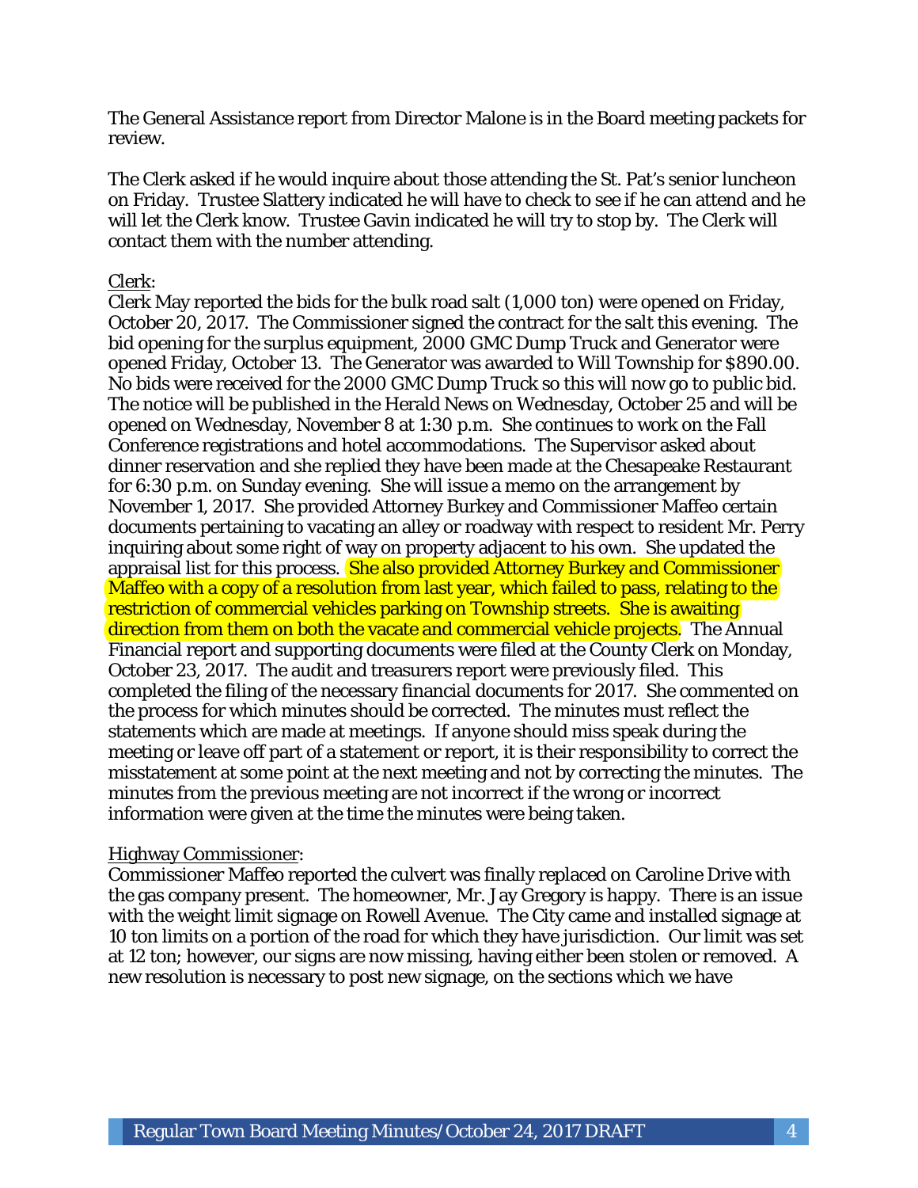The General Assistance report from Director Malone is in the Board meeting packets for review.

The Clerk asked if he would inquire about those attending the St. Pat's senior luncheon on Friday. Trustee Slattery indicated he will have to check to see if he can attend and he will let the Clerk know. Trustee Gavin indicated he will try to stop by. The Clerk will contact them with the number attending.

Clerk:

Clerk May reported the bids for the bulk road salt (1,000 ton) were opened on Friday, October 20, 2017. The Commissioner signed the contract for the salt this evening. The bid opening for the surplus equipment, 2000 GMC Dump Truck and Generator were opened Friday, October 13. The Generator was awarded to Will Township for $890.00. No bids were received for the 2000 GMC Dump Truck so this will now go to public bid. The notice will be published in the Herald News on Wednesday, October 25 and will be opened on Wednesday, November 8 at 1:30 p.m. She continues to work on the Fall Conference registrations and hotel accommodations. The Supervisor asked about dinner reservation and she replied they have been made at the Chesapeake Restaurant for 6:30 p.m. on Sunday evening. She will issue a memo on the arrangement by November 1, 2017. She provided Attorney Burkey and Commissioner Maffeo certain documents pertaining to vacating an alley or roadway with respect to resident Mr. Perry inquiring about some right of way on property adjacent to his own. She updated the appraisal list for this process. She also provided Attorney Burkey and Commissioner Maffeo with a copy of a resolution from last year, which failed to pass, relating to the restriction of commercial vehicles parking on Township streets. She is awaiting direction from them on both the vacate and commercial vehicle projects. The Annual Financial report and supporting documents were filed at the County Clerk on Monday, October 23, 2017. The audit and treasurers report were previously filed. This completed the filing of the necessary financial documents for 2017. She commented on the process for which minutes should be corrected. The minutes must reflect the statements which are made at meetings. If anyone should miss speak during the meeting or leave off part of a statement or report, it is their responsibility to correct the misstatement at some point at the next meeting and not by correcting the minutes. The minutes from the previous meeting are not incorrect if the wrong or incorrect information were given at the time the minutes were being taken.

Highway Commissioner:

Commissioner Maffeo reported the culvert was finally replaced on Caroline Drive with the gas company present. The homeowner, Mr. Jay Gregory is happy. There is an issue with the weight limit signage on Rowell Avenue. The City came and installed signage at 10 ton limits on a portion of the road for which they have jurisdiction. Our limit was set at 12 ton; however, our signs are now missing, having either been stolen or removed. A new resolution is necessary to post new signage, on the sections which we have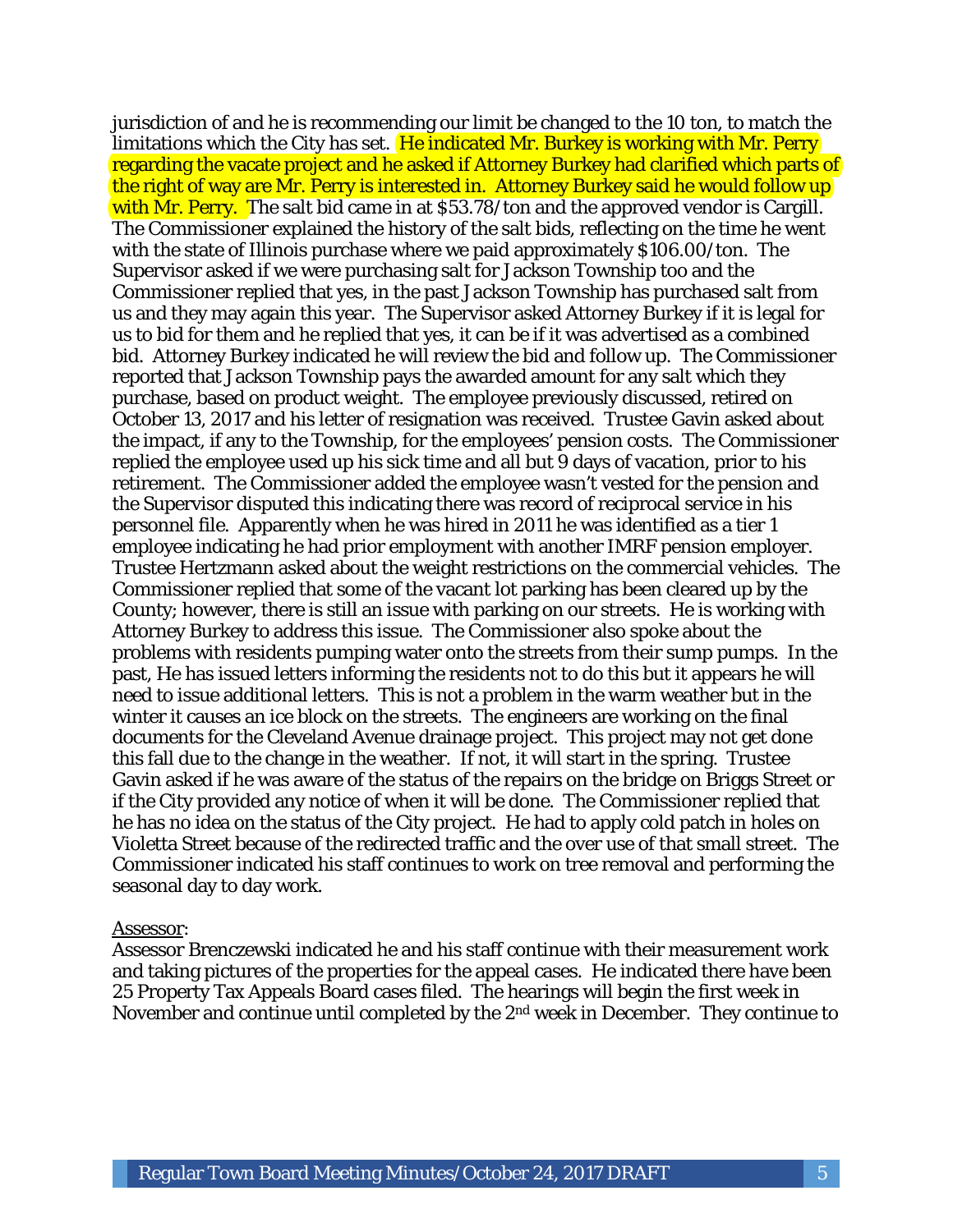jurisdiction of and he is recommending our limit be changed to the 10 ton, to match the limitations which the City has set. He indicated Mr. Burkey is working with Mr. Perry regarding the vacate project and he asked if Attorney Burkey had clarified which parts of the right of way are Mr. Perry is interested in. Attorney Burkey said he would follow up with Mr. Perry. The salt bid came in at $53.78/ton and the approved vendor is Cargill. The Commissioner explained the history of the salt bids, reflecting on the time he went with the state of Illinois purchase where we paid approximately $106.00/ton. The Supervisor asked if we were purchasing salt for Jackson Township too and the Commissioner replied that yes, in the past Jackson Township has purchased salt from us and they may again this year. The Supervisor asked Attorney Burkey if it is legal for us to bid for them and he replied that yes, it can be if it was advertised as a combined bid. Attorney Burkey indicated he will review the bid and follow up. The Commissioner reported that Jackson Township pays the awarded amount for any salt which they purchase, based on product weight. The employee previously discussed, retired on October 13, 2017 and his letter of resignation was received. Trustee Gavin asked about the impact, if any to the Township, for the employees' pension costs. The Commissioner replied the employee used up his sick time and all but 9 days of vacation, prior to his retirement. The Commissioner added the employee wasn't vested for the pension and the Supervisor disputed this indicating there was record of reciprocal service in his personnel file. Apparently when he was hired in 2011 he was identified as a tier 1 employee indicating he had prior employment with another IMRF pension employer. Trustee Hertzmann asked about the weight restrictions on the commercial vehicles. The Commissioner replied that some of the vacant lot parking has been cleared up by the County; however, there is still an issue with parking on our streets. He is working with Attorney Burkey to address this issue. The Commissioner also spoke about the problems with residents pumping water onto the streets from their sump pumps. In the past, He has issued letters informing the residents not to do this but it appears he will need to issue additional letters. This is not a problem in the warm weather but in the winter it causes an ice block on the streets. The engineers are working on the final documents for the Cleveland Avenue drainage project. This project may not get done this fall due to the change in the weather. If not, it will start in the spring. Trustee Gavin asked if he was aware of the status of the repairs on the bridge on Briggs Street or if the City provided any notice of when it will be done. The Commissioner replied that he has no idea on the status of the City project. He had to apply cold patch in holes on Violetta Street because of the redirected traffic and the over use of that small street. The Commissioner indicated his staff continues to work on tree removal and performing the seasonal day to day work.

Assessor:

Assessor Brenczewski indicated he and his staff continue with their measurement work and taking pictures of the properties for the appeal cases. He indicated there have been 25 Property Tax Appeals Board cases filed. The hearings will begin the first week in November and continue until completed by the 2nd week in December. They continue to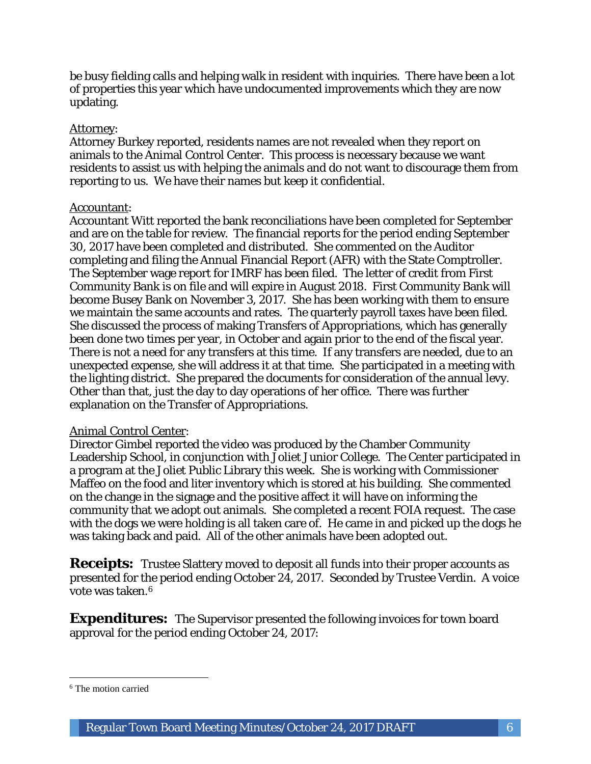be busy fielding calls and helping walk in resident with inquiries. There have been a lot of properties this year which have undocumented improvements which they are now updating.

Attorney:
Attorney Burkey reported, residents names are not revealed when they report on animals to the Animal Control Center. This process is necessary because we want residents to assist us with helping the animals and do not want to discourage them from reporting to us. We have their names but keep it confidential.

Accountant:
Accountant Witt reported the bank reconciliations have been completed for September and are on the table for review. The financial reports for the period ending September 30, 2017 have been completed and distributed. She commented on the Auditor completing and filing the Annual Financial Report (AFR) with the State Comptroller. The September wage report for IMRF has been filed. The letter of credit from First Community Bank is on file and will expire in August 2018. First Community Bank will become Busey Bank on November 3, 2017. She has been working with them to ensure we maintain the same accounts and rates. The quarterly payroll taxes have been filed. She discussed the process of making Transfers of Appropriations, which has generally been done two times per year, in October and again prior to the end of the fiscal year. There is not a need for any transfers at this time. If any transfers are needed, due to an unexpected expense, she will address it at that time. She participated in a meeting with the lighting district. She prepared the documents for consideration of the annual levy. Other than that, just the day to day operations of her office. There was further explanation on the Transfer of Appropriations.

Animal Control Center:
Director Gimbel reported the video was produced by the Chamber Community Leadership School, in conjunction with Joliet Junior College. The Center participated in a program at the Joliet Public Library this week. She is working with Commissioner Maffeo on the food and liter inventory which is stored at his building. She commented on the change in the signage and the positive affect it will have on informing the community that we adopt out animals. She completed a recent FOIA request. The case with the dogs we were holding is all taken care of. He came in and picked up the dogs he was taking back and paid. All of the other animals have been adopted out.

**Receipts:** Trustee Slattery moved to deposit all funds into their proper accounts as presented for the period ending October 24, 2017. Seconded by Trustee Verdin. A voice vote was taken.[6]

**Expenditures:** The Supervisor presented the following invoices for town board approval for the period ending October 24, 2017:

[6] The motion carried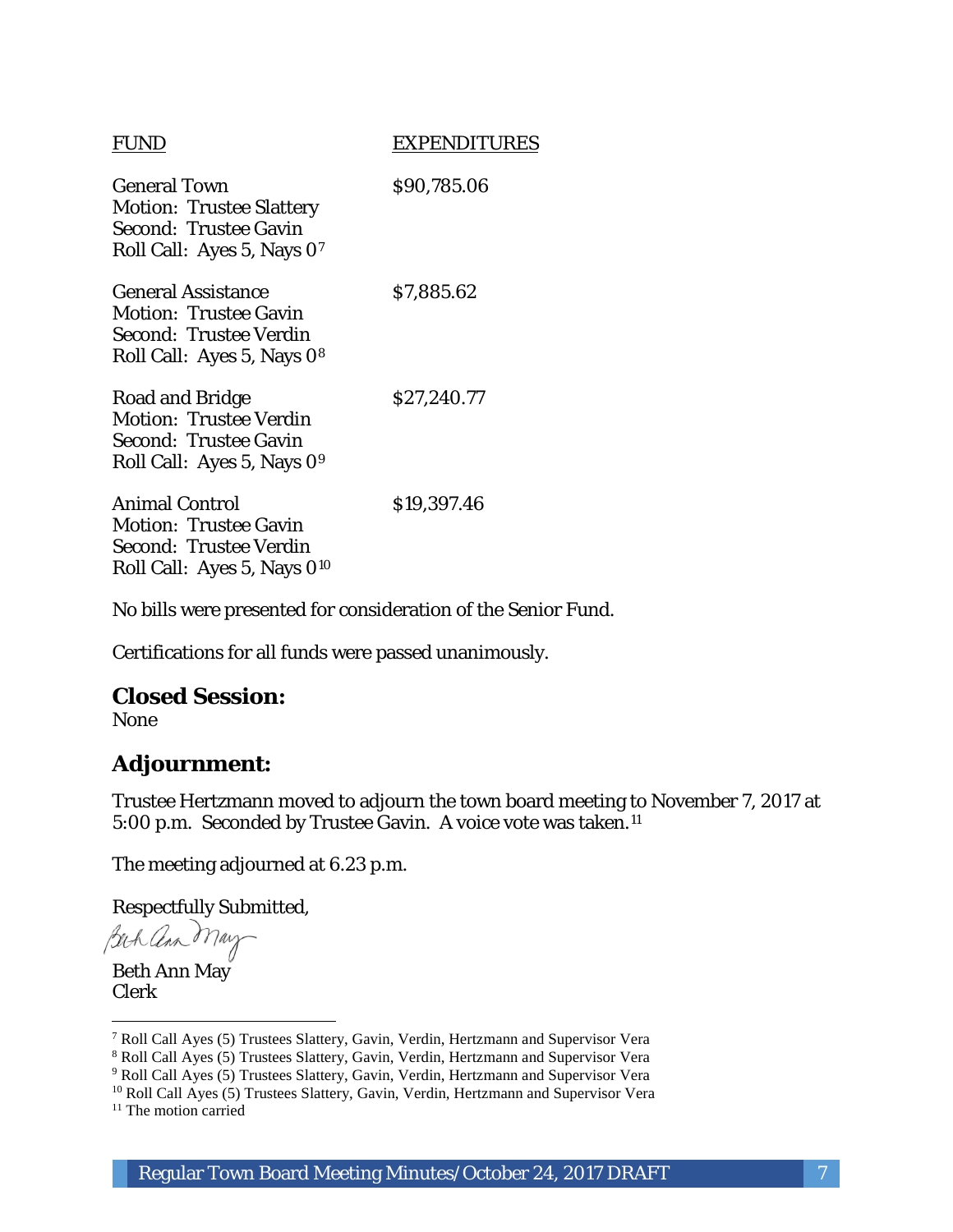| FUND | EXPENDITURES |
|---|---|
| General Town<br>Motion: Trustee Slattery<br>Second: Trustee Gavin<br>Roll Call: Ayes 5, Nays 0[7] | $90,785.06 |
| General Assistance<br>Motion: Trustee Gavin<br>Second: Trustee Verdin<br>Roll Call: Ayes 5, Nays 0[8] | $7,885.62 |
| Road and Bridge<br>Motion: Trustee Verdin<br>Second: Trustee Gavin<br>Roll Call: Ayes 5, Nays 0[9] | $27,240.77 |
| Animal Control<br>Motion: Trustee Gavin<br>Second: Trustee Verdin<br>Roll Call: Ayes 5, Nays 0[10] | $19,397.46 |

No bills were presented for consideration of the Senior Fund.

Certifications for all funds were passed unanimously.

## Closed Session:

None

## Adjournment:

Trustee Hertzmann moved to adjourn the town board meeting to November 7, 2017 at 5:00 p.m. Seconded by Trustee Gavin. A voice vote was taken.[11]

The meeting adjourned at 6.23 p.m.

Respectfully Submitted,

Beth Ann May
Clerk

---

[7] Roll Call Ayes (5) Trustees Slattery, Gavin, Verdin, Hertzmann and Supervisor Vera

[8] Roll Call Ayes (5) Trustees Slattery, Gavin, Verdin, Hertzmann and Supervisor Vera

[9] Roll Call Ayes (5) Trustees Slattery, Gavin, Verdin, Hertzmann and Supervisor Vera

[10] Roll Call Ayes (5) Trustees Slattery, Gavin, Verdin, Hertzmann and Supervisor Vera

[11] The motion carried